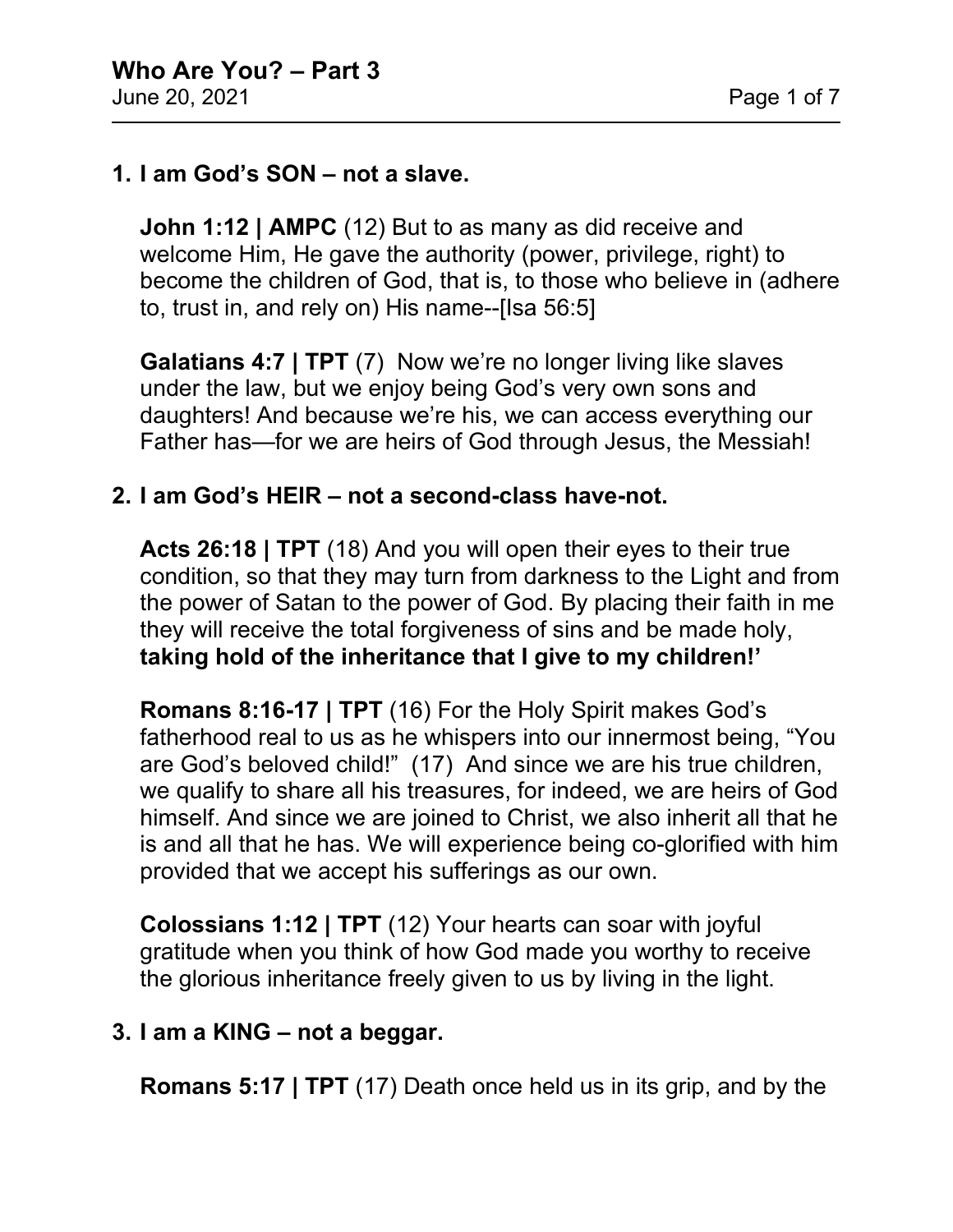# Who Are You? – Part 3

June 20, 2021

1. **I am God's SON – not a slave.**

   **John 1:12 | AMPC** (12) But to as many as did receive and welcome Him, He gave the authority (power, privilege, right) to become the children of God, that is, to those who believe in (adhere to, trust in, and rely on) His name--[Isa 56:5]

   **Galatians 4:7 | TPT** (7) Now we're no longer living like slaves under the law, but we enjoy being God's very own sons and daughters! And because we're his, we can access everything our Father has—for we are heirs of God through Jesus, the Messiah!

2. **I am God's HEIR – not a second-class have-not.**

   **Acts 26:18 | TPT** (18) And you will open their eyes to their true condition, so that they may turn from darkness to the Light and from the power of Satan to the power of God. By placing their faith in me they will receive the total forgiveness of sins and be made holy, **taking hold of the inheritance that I give to my children!'**

   **Romans 8:16-17 | TPT** (16) For the Holy Spirit makes God's fatherhood real to us as he whispers into our innermost being, "You are God's beloved child!" (17) And since we are his true children, we qualify to share all his treasures, for indeed, we are heirs of God himself. And since we are joined to Christ, we also inherit all that he is and all that he has. We will experience being co-glorified with him provided that we accept his sufferings as our own.

   **Colossians 1:12 | TPT** (12) Your hearts can soar with joyful gratitude when you think of how God made you worthy to receive the glorious inheritance freely given to us by living in the light.

3. **I am a KING – not a beggar.**

   **Romans 5:17 | TPT** (17) Death once held us in its grip, and by the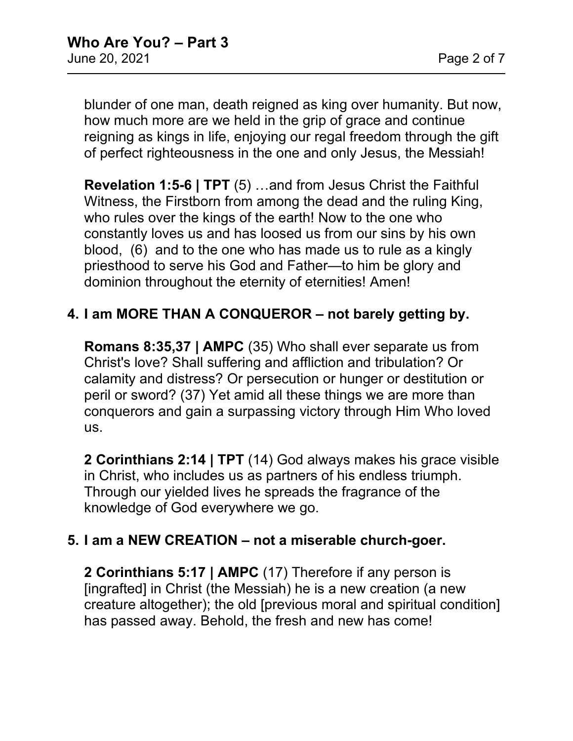blunder of one man, death reigned as king over humanity. But now, how much more are we held in the grip of grace and continue reigning as kings in life, enjoying our regal freedom through the gift of perfect righteousness in the one and only Jesus, the Messiah!

**Revelation 1:5-6 | TPT** (5) …and from Jesus Christ the Faithful Witness, the Firstborn from among the dead and the ruling King, who rules over the kings of the earth! Now to the one who constantly loves us and has loosed us from our sins by his own blood, (6) and to the one who has made us to rule as a kingly priesthood to serve his God and Father—to him be glory and dominion throughout the eternity of eternities! Amen!

**4. I am MORE THAN A CONQUEROR – not barely getting by.**

**Romans 8:35,37 | AMPC** (35) Who shall ever separate us from Christ's love? Shall suffering and affliction and tribulation? Or calamity and distress? Or persecution or hunger or destitution or peril or sword? (37) Yet amid all these things we are more than conquerors and gain a surpassing victory through Him Who loved us.

**2 Corinthians 2:14 | TPT** (14) God always makes his grace visible in Christ, who includes us as partners of his endless triumph. Through our yielded lives he spreads the fragrance of the knowledge of God everywhere we go.

**5. I am a NEW CREATION – not a miserable church-goer.**

**2 Corinthians 5:17 | AMPC** (17) Therefore if any person is [ingrafted] in Christ (the Messiah) he is a new creation (a new creature altogether); the old [previous moral and spiritual condition] has passed away. Behold, the fresh and new has come!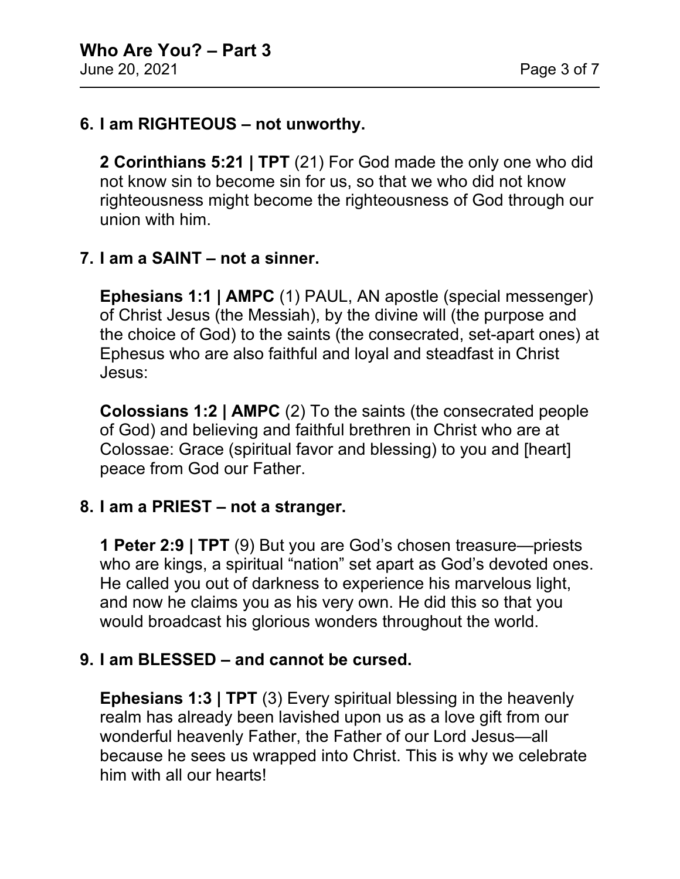**6. I am RIGHTEOUS – not unworthy.**

**2 Corinthians 5:21 | TPT** (21) For God made the only one who did not know sin to become sin for us, so that we who did not know righteousness might become the righteousness of God through our union with him.

**7. I am a SAINT – not a sinner.**

**Ephesians 1:1 | AMPC** (1) PAUL, AN apostle (special messenger) of Christ Jesus (the Messiah), by the divine will (the purpose and the choice of God) to the saints (the consecrated, set-apart ones) at Ephesus who are also faithful and loyal and steadfast in Christ Jesus:

**Colossians 1:2 | AMPC** (2) To the saints (the consecrated people of God) and believing and faithful brethren in Christ who are at Colossae: Grace (spiritual favor and blessing) to you and [heart] peace from God our Father.

**8. I am a PRIEST – not a stranger.**

**1 Peter 2:9 | TPT** (9) But you are God's chosen treasure—priests who are kings, a spiritual "nation" set apart as God's devoted ones. He called you out of darkness to experience his marvelous light, and now he claims you as his very own. He did this so that you would broadcast his glorious wonders throughout the world.

**9. I am BLESSED – and cannot be cursed.**

**Ephesians 1:3 | TPT** (3) Every spiritual blessing in the heavenly realm has already been lavished upon us as a love gift from our wonderful heavenly Father, the Father of our Lord Jesus—all because he sees us wrapped into Christ. This is why we celebrate him with all our hearts!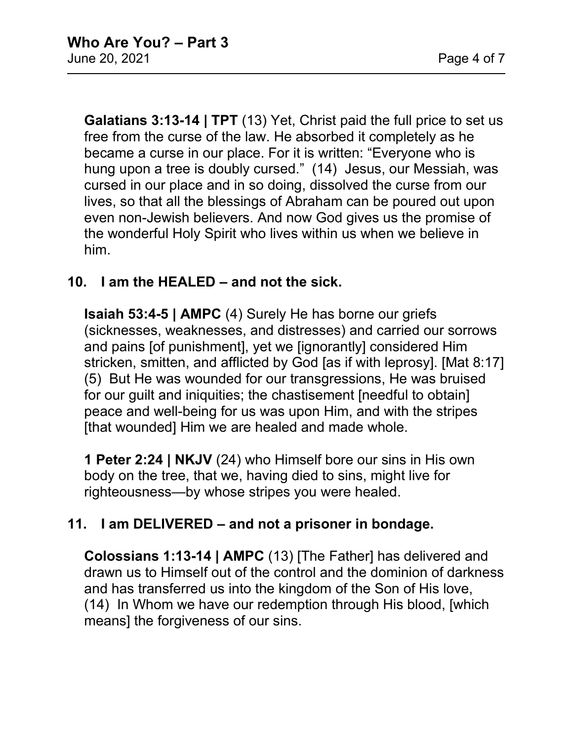**Galatians 3:13-14 | TPT** (13) Yet, Christ paid the full price to set us free from the curse of the law. He absorbed it completely as he became a curse in our place. For it is written: "Everyone who is hung upon a tree is doubly cursed." (14) Jesus, our Messiah, was cursed in our place and in so doing, dissolved the curse from our lives, so that all the blessings of Abraham can be poured out upon even non-Jewish believers. And now God gives us the promise of the wonderful Holy Spirit who lives within us when we believe in him.

**10. I am the HEALED – and not the sick.**

**Isaiah 53:4-5 | AMPC** (4) Surely He has borne our griefs (sicknesses, weaknesses, and distresses) and carried our sorrows and pains [of punishment], yet we [ignorantly] considered Him stricken, smitten, and afflicted by God [as if with leprosy]. [Mat 8:17] (5) But He was wounded for our transgressions, He was bruised for our guilt and iniquities; the chastisement [needful to obtain] peace and well-being for us was upon Him, and with the stripes [that wounded] Him we are healed and made whole.

**1 Peter 2:24 | NKJV** (24) who Himself bore our sins in His own body on the tree, that we, having died to sins, might live for righteousness—by whose stripes you were healed.

**11. I am DELIVERED – and not a prisoner in bondage.**

**Colossians 1:13-14 | AMPC** (13) [The Father] has delivered and drawn us to Himself out of the control and the dominion of darkness and has transferred us into the kingdom of the Son of His love, (14) In Whom we have our redemption through His blood, [which means] the forgiveness of our sins.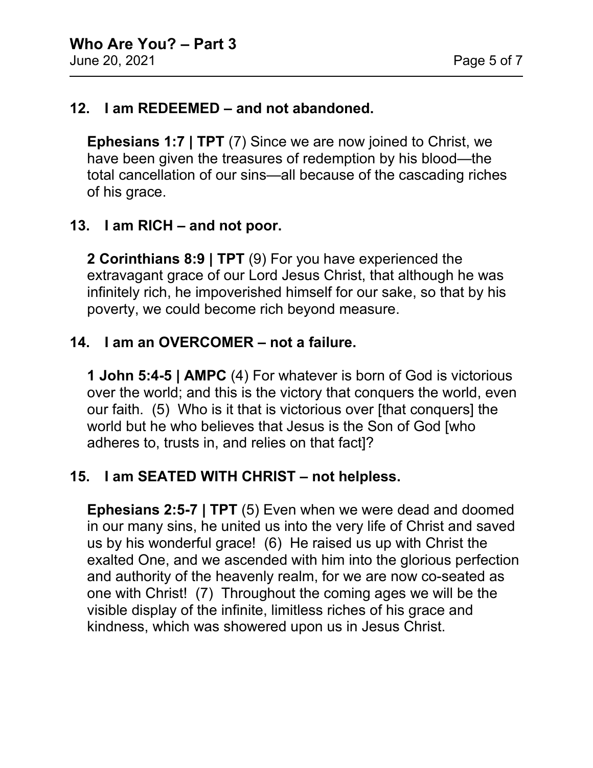## 12. I am REDEEMED – and not abandoned.

**Ephesians 1:7 | TPT** (7) Since we are now joined to Christ, we have been given the treasures of redemption by his blood—the total cancellation of our sins—all because of the cascading riches of his grace.

## 13. I am RICH – and not poor.

**2 Corinthians 8:9 | TPT** (9) For you have experienced the extravagant grace of our Lord Jesus Christ, that although he was infinitely rich, he impoverished himself for our sake, so that by his poverty, we could become rich beyond measure.

## 14. I am an OVERCOMER – not a failure.

**1 John 5:4-5 | AMPC** (4) For whatever is born of God is victorious over the world; and this is the victory that conquers the world, even our faith. (5) Who is it that is victorious over [that conquers] the world but he who believes that Jesus is the Son of God [who adheres to, trusts in, and relies on that fact]?

## 15. I am SEATED WITH CHRIST – not helpless.

**Ephesians 2:5-7 | TPT** (5) Even when we were dead and doomed in our many sins, he united us into the very life of Christ and saved us by his wonderful grace! (6) He raised us up with Christ the exalted One, and we ascended with him into the glorious perfection and authority of the heavenly realm, for we are now co-seated as one with Christ! (7) Throughout the coming ages we will be the visible display of the infinite, limitless riches of his grace and kindness, which was showered upon us in Jesus Christ.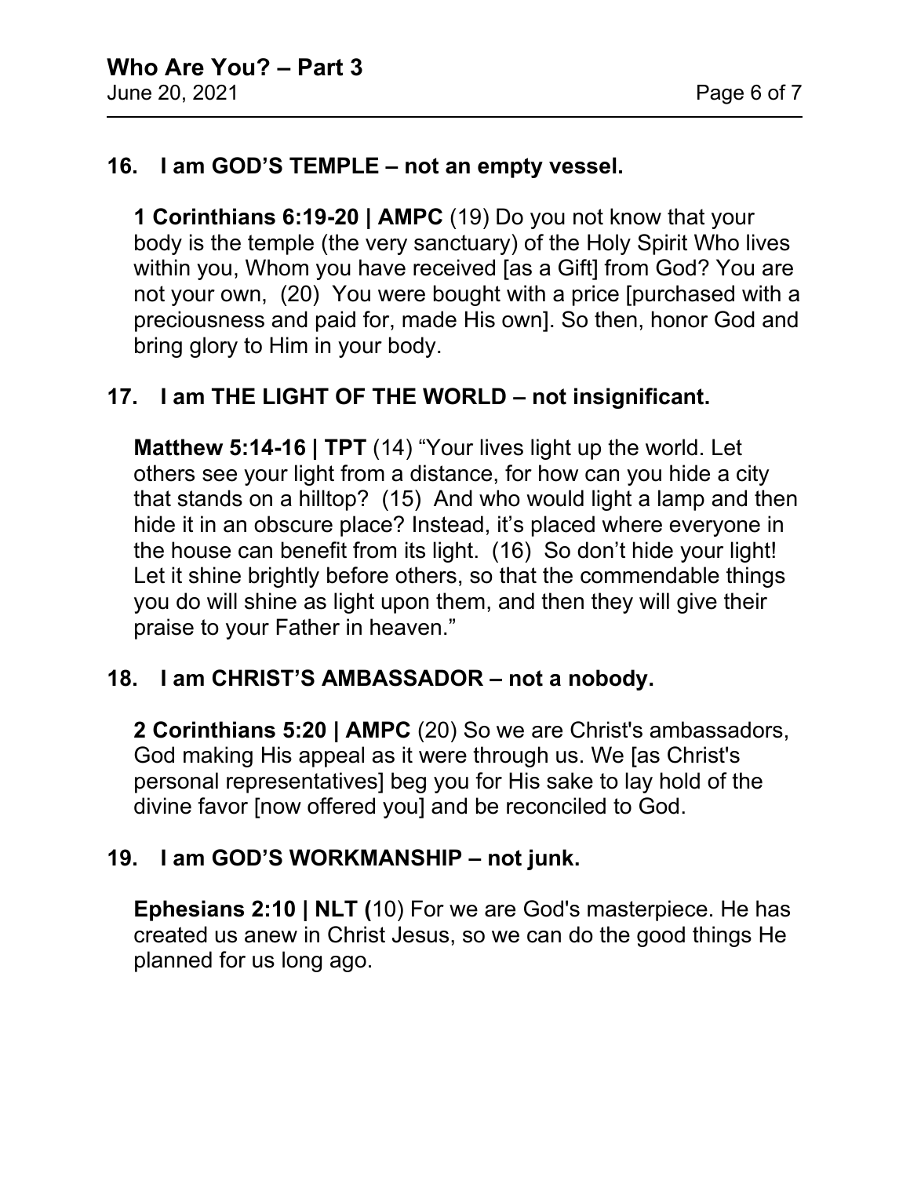### 16. I am GOD'S TEMPLE – not an empty vessel.

**1 Corinthians 6:19-20 | AMPC** (19) Do you not know that your body is the temple (the very sanctuary) of the Holy Spirit Who lives within you, Whom you have received [as a Gift] from God? You are not your own, (20) You were bought with a price [purchased with a preciousness and paid for, made His own]. So then, honor God and bring glory to Him in your body.

### 17. I am THE LIGHT OF THE WORLD – not insignificant.

**Matthew 5:14-16 | TPT** (14) "Your lives light up the world. Let others see your light from a distance, for how can you hide a city that stands on a hilltop? (15) And who would light a lamp and then hide it in an obscure place? Instead, it's placed where everyone in the house can benefit from its light. (16) So don't hide your light! Let it shine brightly before others, so that the commendable things you do will shine as light upon them, and then they will give their praise to your Father in heaven."

### 18. I am CHRIST'S AMBASSADOR – not a nobody.

**2 Corinthians 5:20 | AMPC** (20) So we are Christ's ambassadors, God making His appeal as it were through us. We [as Christ's personal representatives] beg you for His sake to lay hold of the divine favor [now offered you] and be reconciled to God.

### 19. I am GOD'S WORKMANSHIP – not junk.

**Ephesians 2:10 | NLT (**10) For we are God's masterpiece. He has created us anew in Christ Jesus, so we can do the good things He planned for us long ago.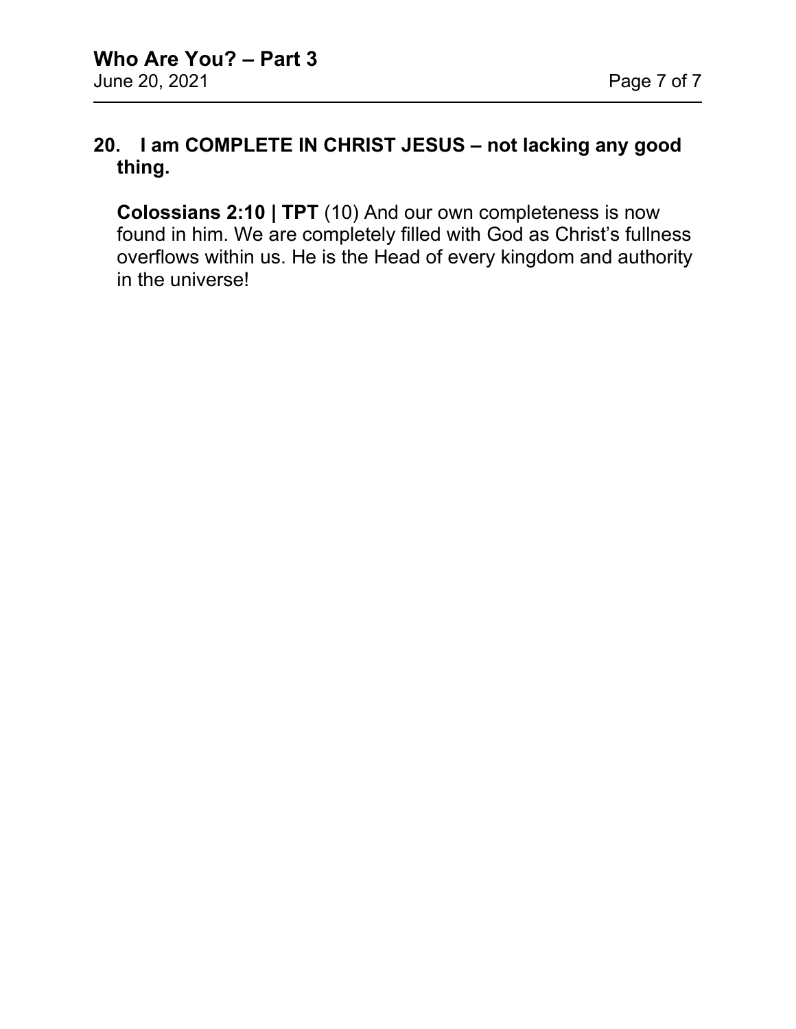**20. I am COMPLETE IN CHRIST JESUS – not lacking any good thing.**

**Colossians 2:10 | TPT** (10) And our own completeness is now found in him. We are completely filled with God as Christ's fullness overflows within us. He is the Head of every kingdom and authority in the universe!